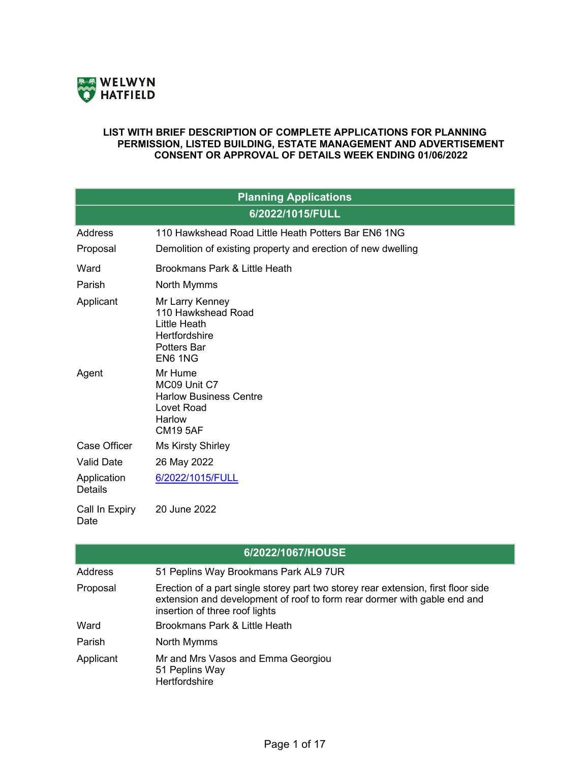WELWYN HATFIELD

**LIST WITH BRIEF DESCRIPTION OF COMPLETE APPLICATIONS FOR PLANNING PERMISSION, LISTED BUILDING, ESTATE MANAGEMENT AND ADVERTISEMENT CONSENT OR APPROVAL OF DETAILS WEEK ENDING 01/06/2022**

## Planning Applications

### 6/2022/1015/FULL

| | |
|---|---|
| Address | 110 Hawkshead Road Little Heath Potters Bar EN6 1NG |
| Proposal | Demolition of existing property and erection of new dwelling |
| Ward | Brookmans Park & Little Heath |
| Parish | North Mymms |
| Applicant | Mr Larry Kenney<br>110 Hawkshead Road<br>Little Heath<br>Hertfordshire<br>Potters Bar<br>EN6 1NG |
| Agent | Mr Hume<br>MC09 Unit C7<br>Harlow Business Centre<br>Lovet Road<br>Harlow<br>CM19 5AF |
| Case Officer | Ms Kirsty Shirley |
| Valid Date | 26 May 2022 |
| Application Details | 6/2022/1015/FULL |
| Call In Expiry Date | 20 June 2022 |

### 6/2022/1067/HOUSE

| | |
|---|---|
| Address | 51 Peplins Way Brookmans Park AL9 7UR |
| Proposal | Erection of a part single storey part two storey rear extension, first floor side extension and development of roof to form rear dormer with gable end and insertion of three roof lights |
| Ward | Brookmans Park & Little Heath |
| Parish | North Mymms |
| Applicant | Mr and Mrs Vasos and Emma Georgiou<br>51 Peplins Way<br>Hertfordshire |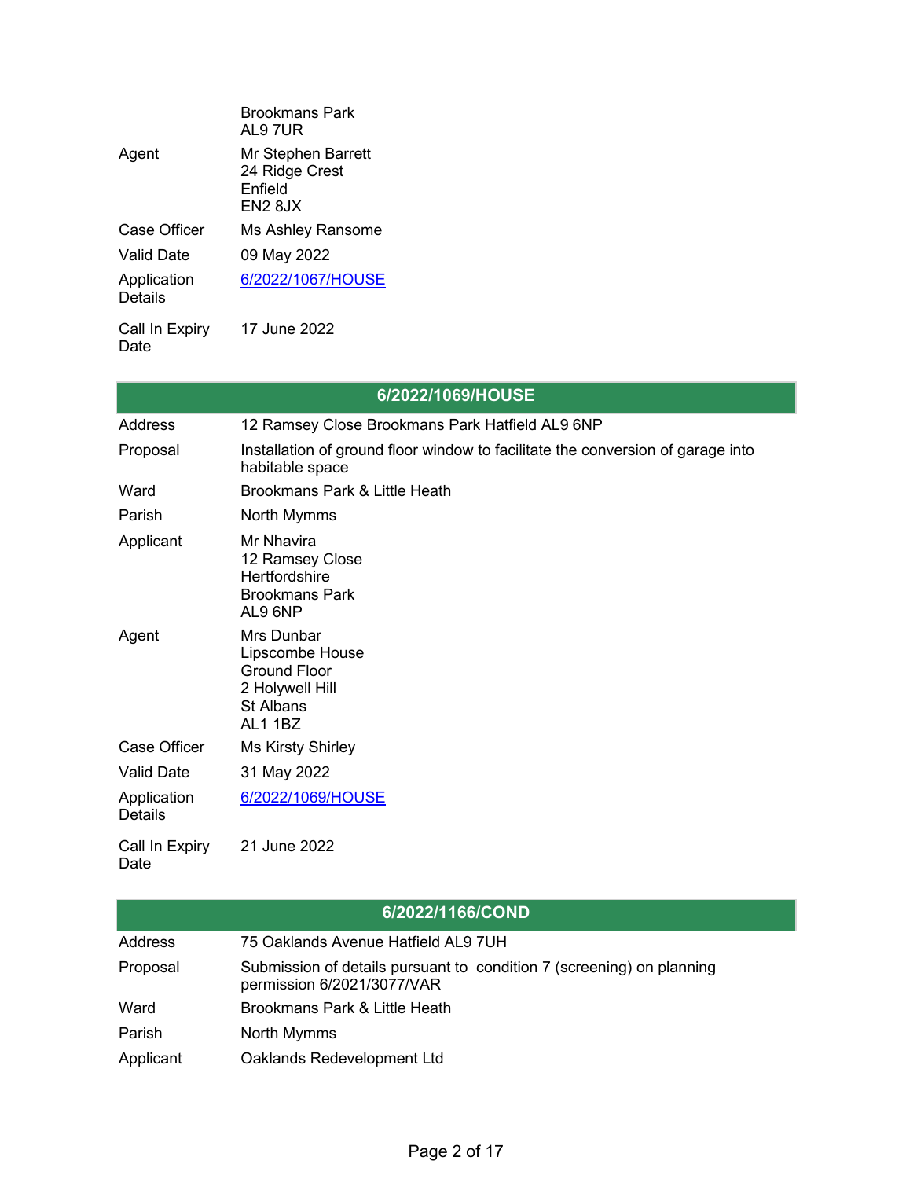| | |
|---|---|
| | Brookmans Park<br>AL9 7UR |
| Agent | Mr Stephen Barrett<br>24 Ridge Crest<br>Enfield<br>EN2 8JX |
| Case Officer | Ms Ashley Ransome |
| Valid Date | 09 May 2022 |
| Application Details | 6/2022/1067/HOUSE |
| Call In Expiry Date | 17 June 2022 |

## 6/2022/1069/HOUSE

| | |
|---|---|
| Address | 12 Ramsey Close Brookmans Park Hatfield AL9 6NP |
| Proposal | Installation of ground floor window to facilitate the conversion of garage into habitable space |
| Ward | Brookmans Park & Little Heath |
| Parish | North Mymms |
| Applicant | Mr Nhavira<br>12 Ramsey Close<br>Hertfordshire<br>Brookmans Park<br>AL9 6NP |
| Agent | Mrs Dunbar<br>Lipscombe House<br>Ground Floor<br>2 Holywell Hill<br>St Albans<br>AL1 1BZ |
| Case Officer | Ms Kirsty Shirley |
| Valid Date | 31 May 2022 |
| Application Details | 6/2022/1069/HOUSE |
| Call In Expiry Date | 21 June 2022 |

## 6/2022/1166/COND

| | |
|---|---|
| Address | 75 Oaklands Avenue Hatfield AL9 7UH |
| Proposal | Submission of details pursuant to condition 7 (screening) on planning permission 6/2021/3077/VAR |
| Ward | Brookmans Park & Little Heath |
| Parish | North Mymms |
| Applicant | Oaklands Redevelopment Ltd |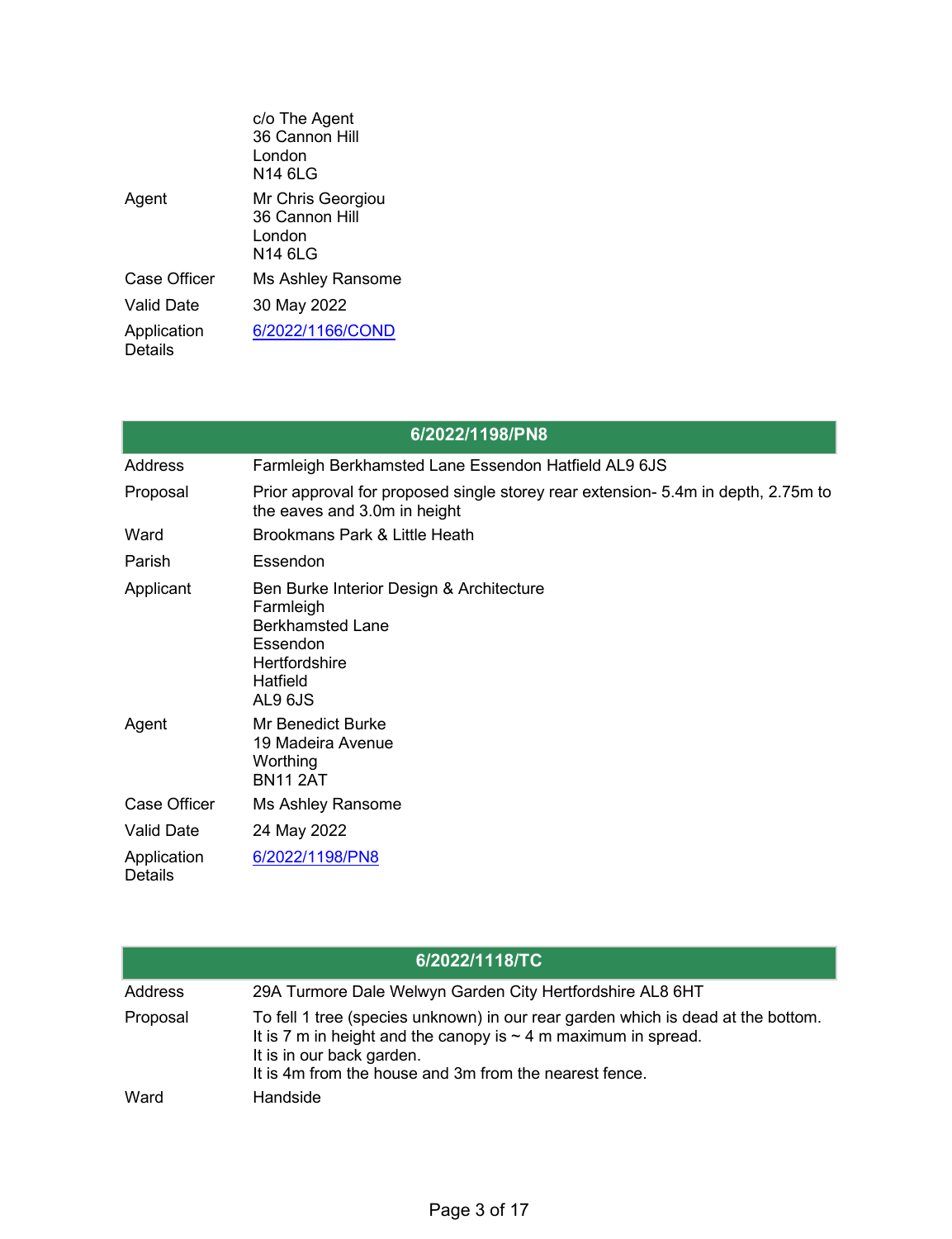| | |
|---|---|
| | c/o The Agent<br>36 Cannon Hill<br>London<br>N14 6LG |
| Agent | Mr Chris Georgiou<br>36 Cannon Hill<br>London<br>N14 6LG |
| Case Officer | Ms Ashley Ransome |
| Valid Date | 30 May 2022 |
| Application Details | 6/2022/1166/COND |

## 6/2022/1198/PN8

| | |
|---|---|
| Address | Farmleigh Berkhamsted Lane Essendon Hatfield AL9 6JS |
| Proposal | Prior approval for proposed single storey rear extension- 5.4m in depth, 2.75m to the eaves and 3.0m in height |
| Ward | Brookmans Park & Little Heath |
| Parish | Essendon |
| Applicant | Ben Burke Interior Design & Architecture<br>Farmleigh<br>Berkhamsted Lane<br>Essendon<br>Hertfordshire<br>Hatfield<br>AL9 6JS |
| Agent | Mr Benedict Burke<br>19 Madeira Avenue<br>Worthing<br>BN11 2AT |
| Case Officer | Ms Ashley Ransome |
| Valid Date | 24 May 2022 |
| Application Details | 6/2022/1198/PN8 |

## 6/2022/1118/TC

| | |
|---|---|
| Address | 29A Turmore Dale Welwyn Garden City Hertfordshire AL8 6HT |
| Proposal | To fell 1 tree (species unknown) in our rear garden which is dead at the bottom.<br>It is 7 m in height and the canopy is ~ 4 m maximum in spread.<br>It is in our back garden.<br>It is 4m from the house and 3m from the nearest fence. |
| Ward | Handside |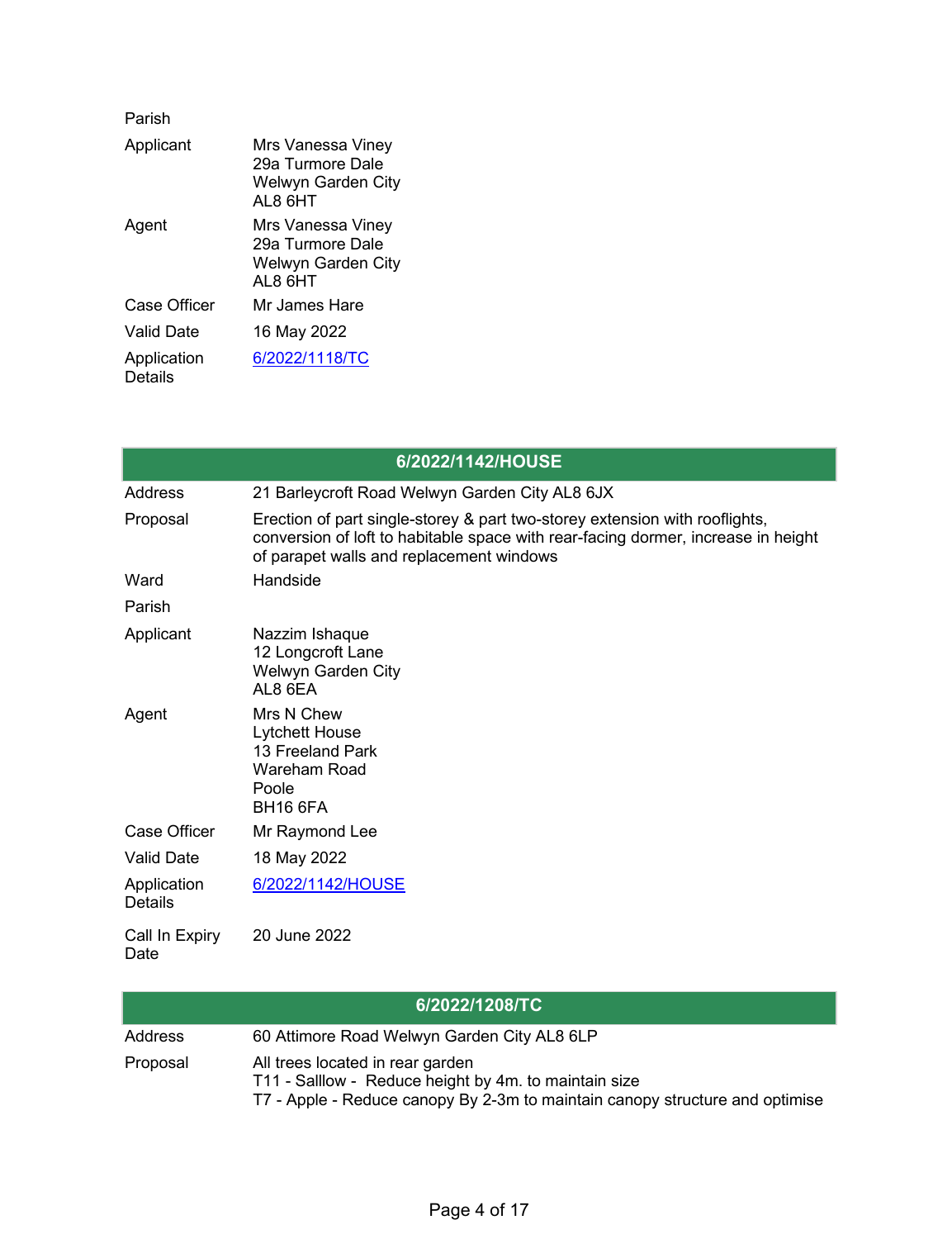| | |
|---|---|
| Parish | |
| Applicant | Mrs Vanessa Viney<br>29a Turmore Dale<br>Welwyn Garden City<br>AL8 6HT |
| Agent | Mrs Vanessa Viney<br>29a Turmore Dale<br>Welwyn Garden City<br>AL8 6HT |
| Case Officer | Mr James Hare |
| Valid Date | 16 May 2022 |
| Application Details | 6/2022/1118/TC |

## 6/2022/1142/HOUSE

| | |
|---|---|
| Address | 21 Barleycroft Road Welwyn Garden City AL8 6JX |
| Proposal | Erection of part single-storey & part two-storey extension with rooflights, conversion of loft to habitable space with rear-facing dormer, increase in height of parapet walls and replacement windows |
| Ward | Handside |
| Parish | |
| Applicant | Nazzim Ishaque<br>12 Longcroft Lane<br>Welwyn Garden City<br>AL8 6EA |
| Agent | Mrs N Chew<br>Lytchett House<br>13 Freeland Park<br>Wareham Road<br>Poole<br>BH16 6FA |
| Case Officer | Mr Raymond Lee |
| Valid Date | 18 May 2022 |
| Application Details | 6/2022/1142/HOUSE |
| Call In Expiry Date | 20 June 2022 |

## 6/2022/1208/TC

| | |
|---|---|
| Address | 60 Attimore Road Welwyn Garden City AL8 6LP |
| Proposal | All trees located in rear garden<br>T11 - Salllow - Reduce height by 4m. to maintain size<br>T7 - Apple - Reduce canopy By 2-3m to maintain canopy structure and optimise |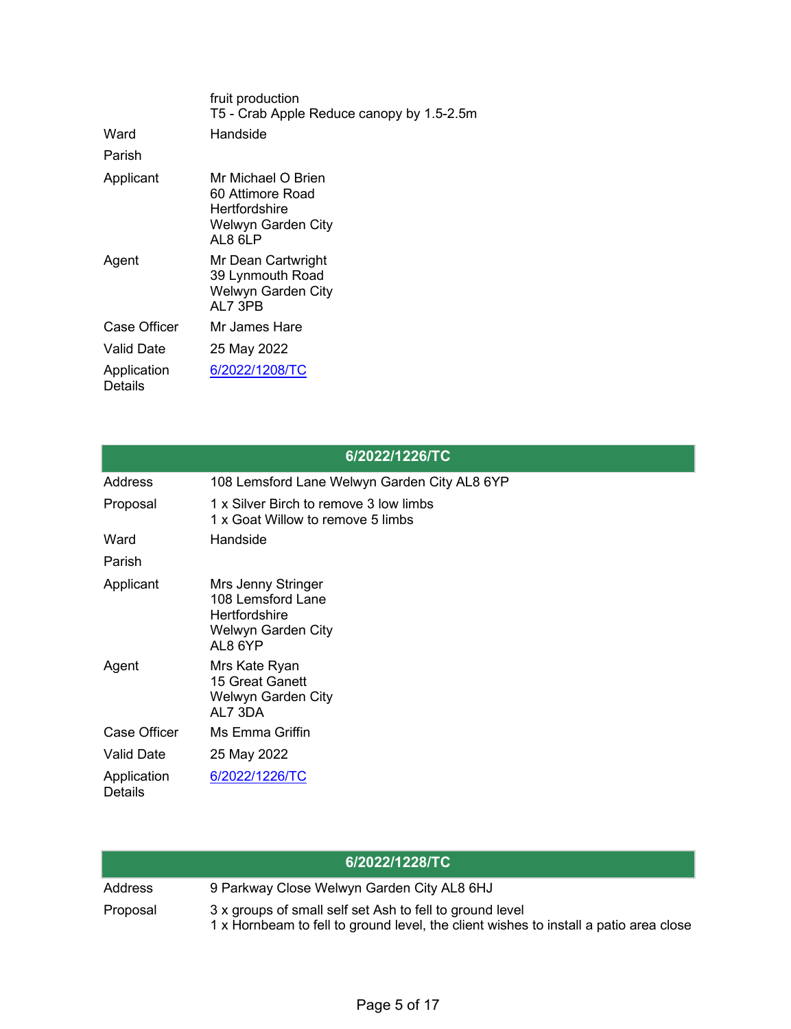| | |
|---|---|
| | fruit production<br>T5 - Crab Apple Reduce canopy by 1.5-2.5m |
| Ward | Handside |
| Parish | |
| Applicant | Mr Michael O Brien<br>60 Attimore Road<br>Hertfordshire<br>Welwyn Garden City<br>AL8 6LP |
| Agent | Mr Dean Cartwright<br>39 Lynmouth Road<br>Welwyn Garden City<br>AL7 3PB |
| Case Officer | Mr James Hare |
| Valid Date | 25 May 2022 |
| Application Details | 6/2022/1208/TC |

| 6/2022/1226/TC | |
|---|---|
| Address | 108 Lemsford Lane Welwyn Garden City AL8 6YP |
| Proposal | 1 x Silver Birch to remove 3 low limbs<br>1 x Goat Willow to remove 5 limbs |
| Ward | Handside |
| Parish | |
| Applicant | Mrs Jenny Stringer<br>108 Lemsford Lane<br>Hertfordshire<br>Welwyn Garden City<br>AL8 6YP |
| Agent | Mrs Kate Ryan<br>15 Great Ganett<br>Welwyn Garden City<br>AL7 3DA |
| Case Officer | Ms Emma Griffin |
| Valid Date | 25 May 2022 |
| Application Details | 6/2022/1226/TC |

| 6/2022/1228/TC | |
|---|---|
| Address | 9 Parkway Close Welwyn Garden City AL8 6HJ |
| Proposal | 3 x groups of small self set Ash to fell to ground level<br>1 x Hornbeam to fell to ground level, the client wishes to install a patio area close |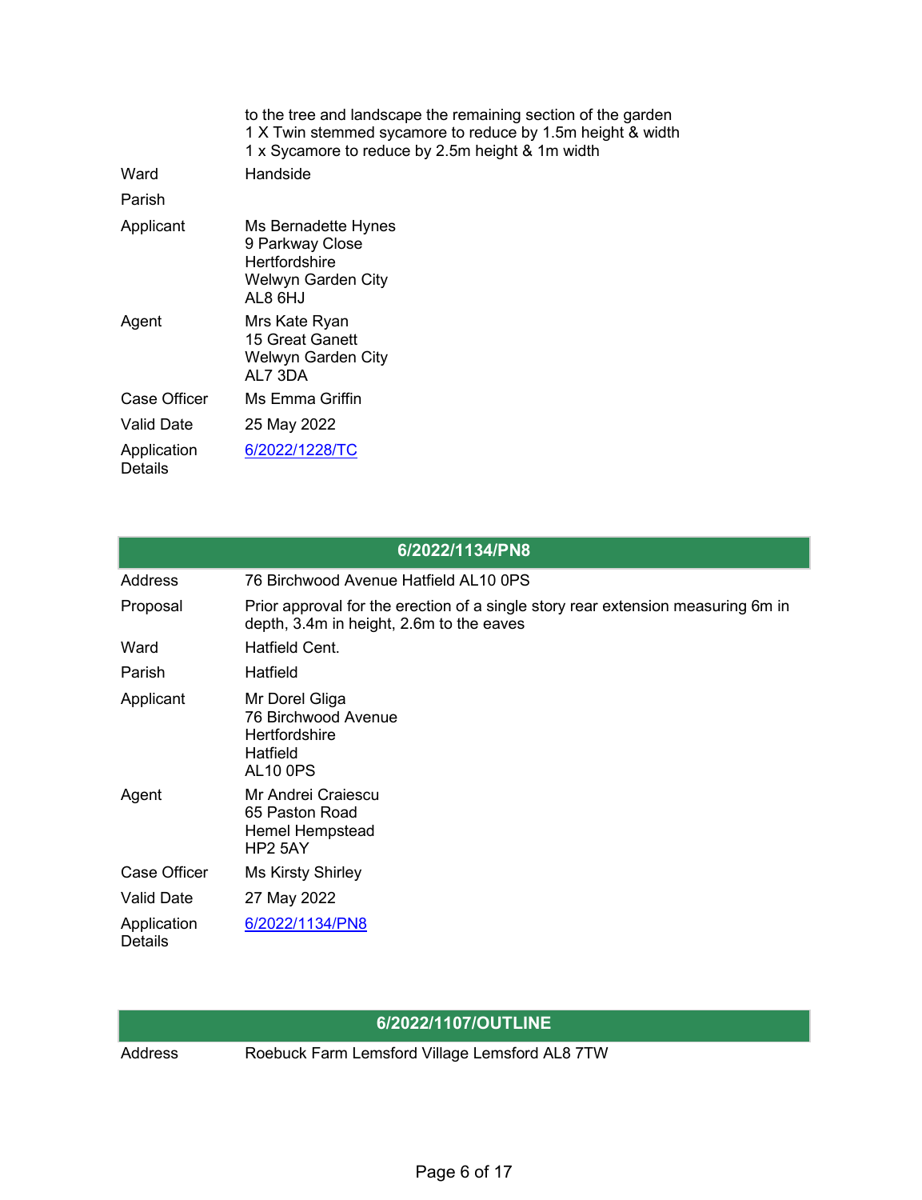| | |
|---|---|
| | to the tree and landscape the remaining section of the garden<br>1 X Twin stemmed sycamore to reduce by 1.5m height & width<br>1 x Sycamore to reduce by 2.5m height & 1m width |
| Ward | Handside |
| Parish | |
| Applicant | Ms Bernadette Hynes<br>9 Parkway Close<br>Hertfordshire<br>Welwyn Garden City<br>AL8 6HJ |
| Agent | Mrs Kate Ryan<br>15 Great Ganett<br>Welwyn Garden City<br>AL7 3DA |
| Case Officer | Ms Emma Griffin |
| Valid Date | 25 May 2022 |
| Application Details | 6/2022/1228/TC |

## 6/2022/1134/PN8

| | |
|---|---|
| Address | 76 Birchwood Avenue Hatfield AL10 0PS |
| Proposal | Prior approval for the erection of a single story rear extension measuring 6m in depth, 3.4m in height, 2.6m to the eaves |
| Ward | Hatfield Cent. |
| Parish | Hatfield |
| Applicant | Mr Dorel Gliga<br>76 Birchwood Avenue<br>Hertfordshire<br>Hatfield<br>AL10 0PS |
| Agent | Mr Andrei Craiescu<br>65 Paston Road<br>Hemel Hempstead<br>HP2 5AY |
| Case Officer | Ms Kirsty Shirley |
| Valid Date | 27 May 2022 |
| Application Details | 6/2022/1134/PN8 |

## 6/2022/1107/OUTLINE

| | |
|---|---|
| Address | Roebuck Farm Lemsford Village Lemsford AL8 7TW |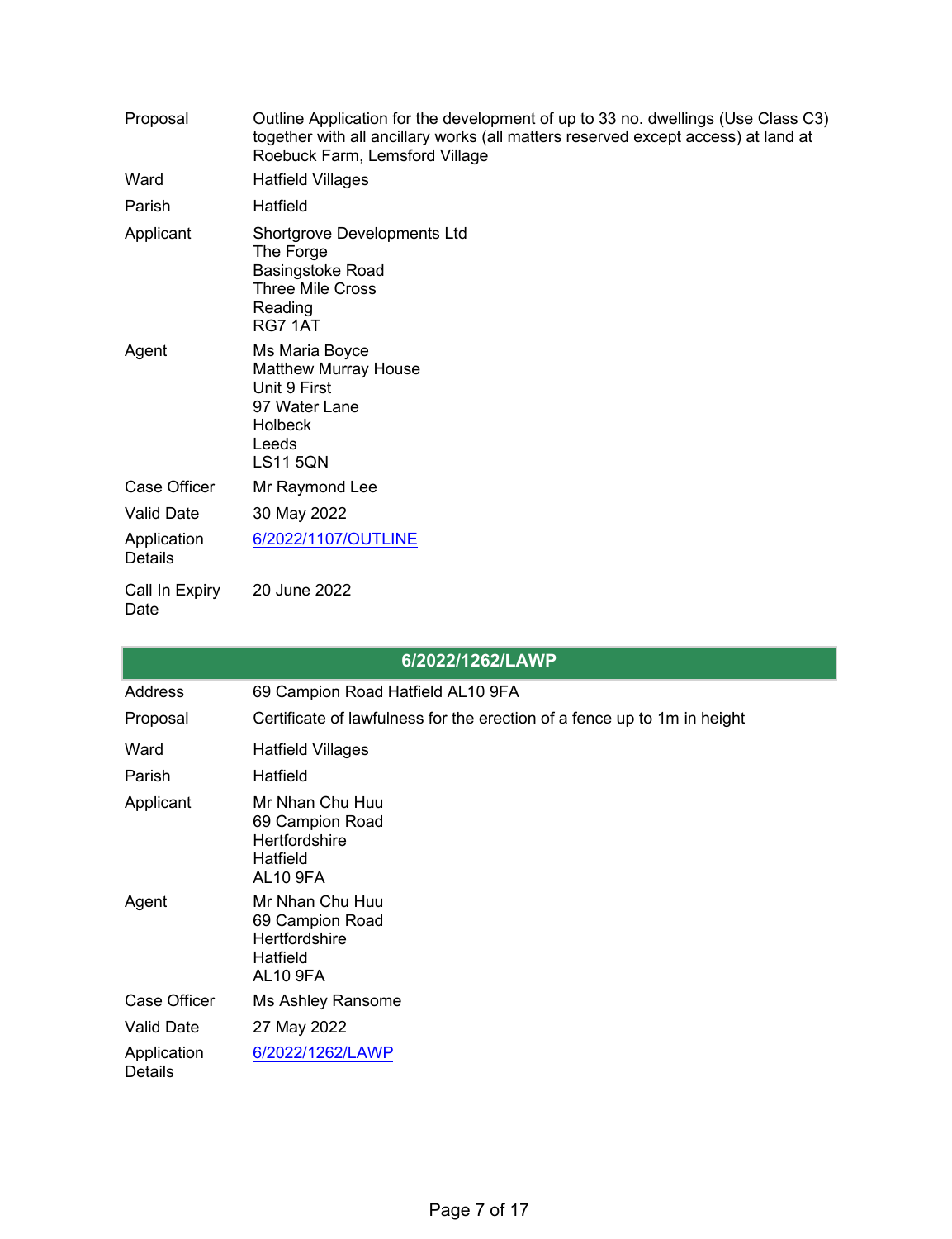| | |
|---|---|
| Proposal | Outline Application for the development of up to 33 no. dwellings (Use Class C3) together with all ancillary works (all matters reserved except access) at land at Roebuck Farm, Lemsford Village |
| Ward | Hatfield Villages |
| Parish | Hatfield |
| Applicant | Shortgrove Developments Ltd<br>The Forge<br>Basingstoke Road<br>Three Mile Cross<br>Reading<br>RG7 1AT |
| Agent | Ms Maria Boyce<br>Matthew Murray House<br>Unit 9 First<br>97 Water Lane<br>Holbeck<br>Leeds<br>LS11 5QN |
| Case Officer | Mr Raymond Lee |
| Valid Date | 30 May 2022 |
| Application Details | 6/2022/1107/OUTLINE |
| Call In Expiry Date | 20 June 2022 |

## 6/2022/1262/LAWP

| | |
|---|---|
| Address | 69 Campion Road Hatfield AL10 9FA |
| Proposal | Certificate of lawfulness for the erection of a fence up to 1m in height |
| Ward | Hatfield Villages |
| Parish | Hatfield |
| Applicant | Mr Nhan Chu Huu<br>69 Campion Road<br>Hertfordshire<br>Hatfield<br>AL10 9FA |
| Agent | Mr Nhan Chu Huu<br>69 Campion Road<br>Hertfordshire<br>Hatfield<br>AL10 9FA |
| Case Officer | Ms Ashley Ransome |
| Valid Date | 27 May 2022 |
| Application Details | 6/2022/1262/LAWP |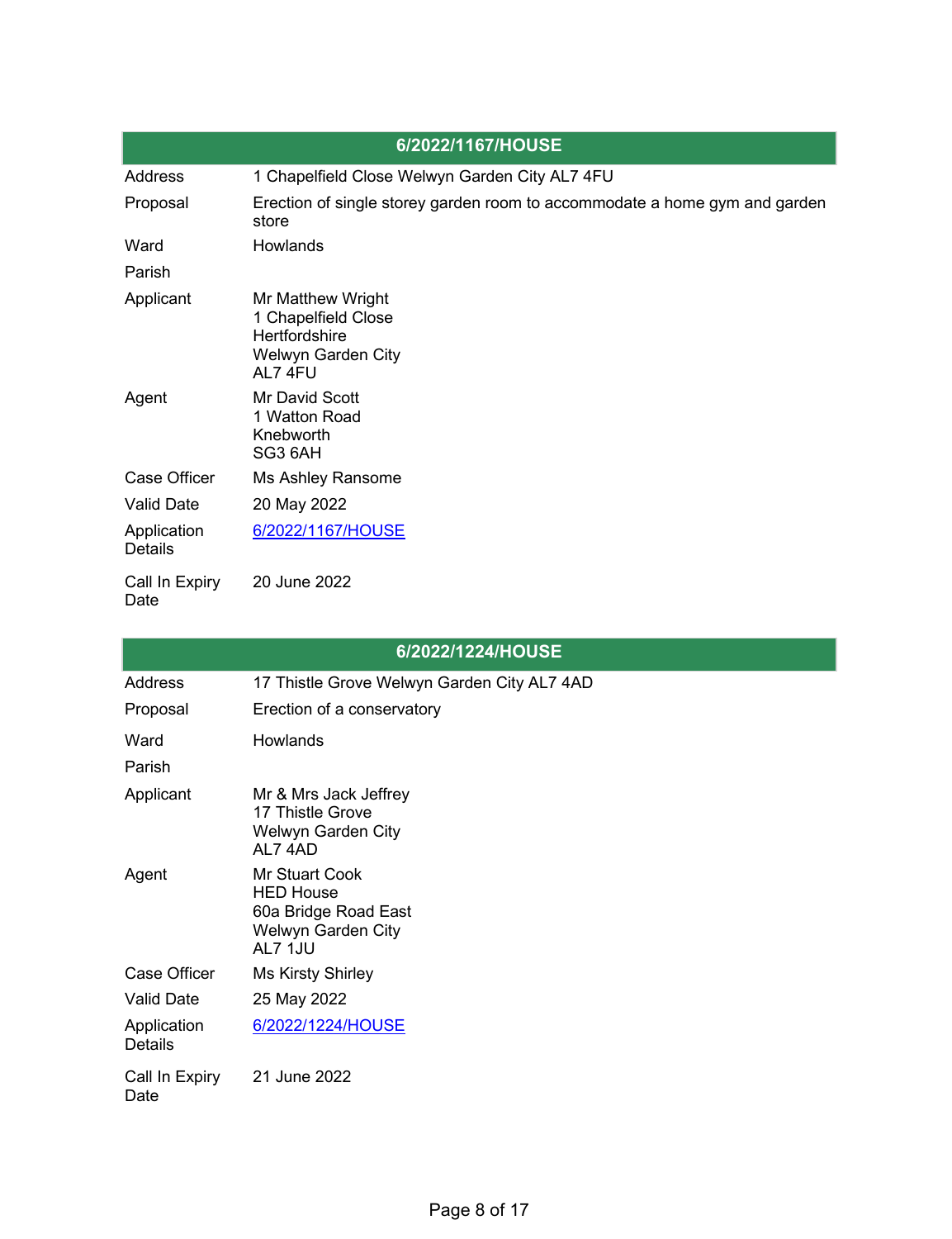## 6/2022/1167/HOUSE

| | |
|---|---|
| Address | 1 Chapelfield Close Welwyn Garden City AL7 4FU |
| Proposal | Erection of single storey garden room to accommodate a home gym and garden store |
| Ward | Howlands |
| Parish | |
| Applicant | Mr Matthew Wright<br>1 Chapelfield Close<br>Hertfordshire<br>Welwyn Garden City<br>AL7 4FU |
| Agent | Mr David Scott<br>1 Watton Road<br>Knebworth<br>SG3 6AH |
| Case Officer | Ms Ashley Ransome |
| Valid Date | 20 May 2022 |
| Application Details | 6/2022/1167/HOUSE |
| Call In Expiry Date | 20 June 2022 |

## 6/2022/1224/HOUSE

| | |
|---|---|
| Address | 17 Thistle Grove Welwyn Garden City AL7 4AD |
| Proposal | Erection of a conservatory |
| Ward | Howlands |
| Parish | |
| Applicant | Mr & Mrs Jack Jeffrey<br>17 Thistle Grove<br>Welwyn Garden City<br>AL7 4AD |
| Agent | Mr Stuart Cook<br>HED House<br>60a Bridge Road East<br>Welwyn Garden City<br>AL7 1JU |
| Case Officer | Ms Kirsty Shirley |
| Valid Date | 25 May 2022 |
| Application Details | 6/2022/1224/HOUSE |
| Call In Expiry Date | 21 June 2022 |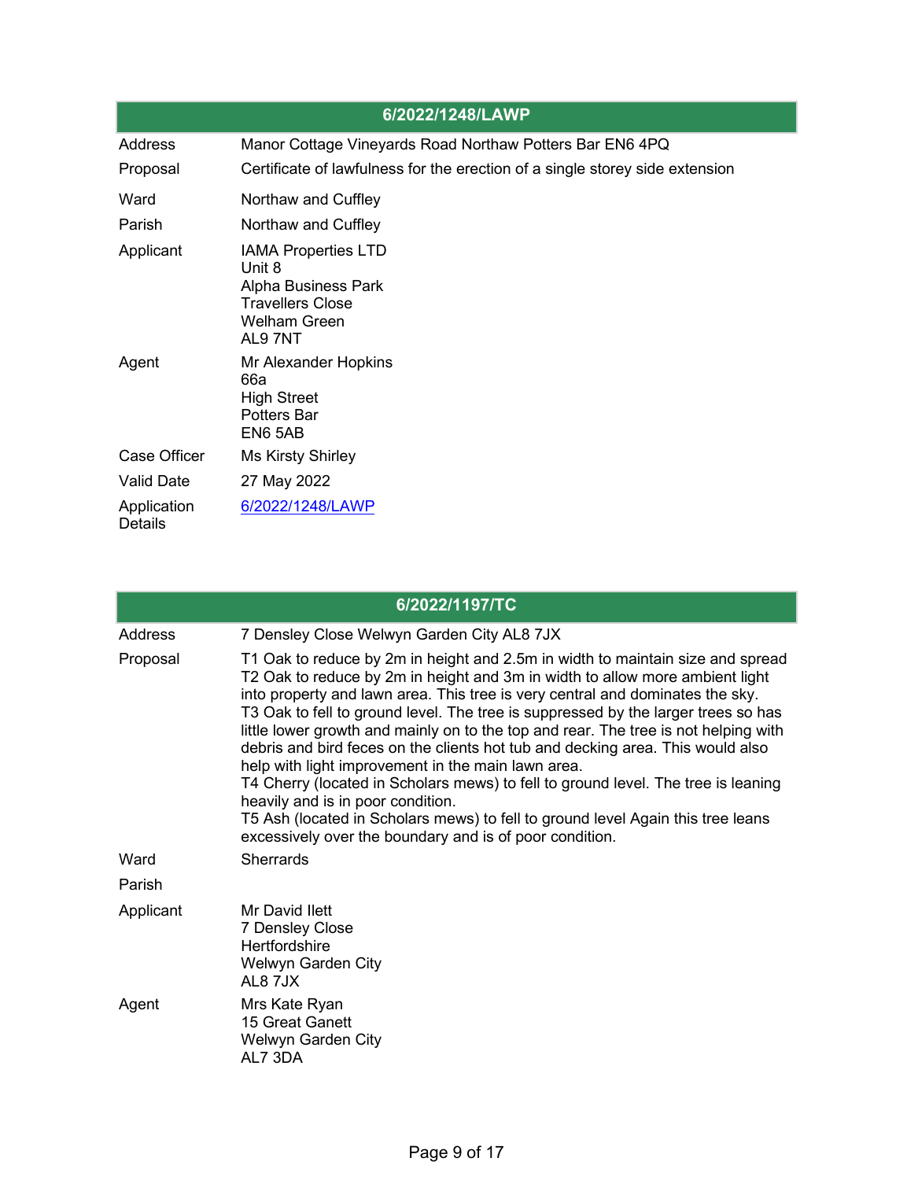| 6/2022/1248/LAWP | |
|---|---|
| Address | Manor Cottage Vineyards Road Northaw Potters Bar EN6 4PQ |
| Proposal | Certificate of lawfulness for the erection of a single storey side extension |
| Ward | Northaw and Cuffley |
| Parish | Northaw and Cuffley |
| Applicant | IAMA Properties LTD<br>Unit 8<br>Alpha Business Park<br>Travellers Close<br>Welham Green<br>AL9 7NT |
| Agent | Mr Alexander Hopkins<br>66a<br>High Street<br>Potters Bar<br>EN6 5AB |
| Case Officer | Ms Kirsty Shirley |
| Valid Date | 27 May 2022 |
| Application Details | [6/2022/1248/LAWP]() |

| 6/2022/1197/TC | |
|---|---|
| Address | 7 Densley Close Welwyn Garden City AL8 7JX |
| Proposal | T1 Oak to reduce by 2m in height and 2.5m in width to maintain size and spread<br>T2 Oak to reduce by 2m in height and 3m in width to allow more ambient light into property and lawn area. This tree is very central and dominates the sky.<br>T3 Oak to fell to ground level. The tree is suppressed by the larger trees so has little lower growth and mainly on to the top and rear. The tree is not helping with debris and bird feces on the clients hot tub and decking area. This would also help with light improvement in the main lawn area.<br>T4 Cherry (located in Scholars mews) to fell to ground level. The tree is leaning heavily and is in poor condition.<br>T5 Ash (located in Scholars mews) to fell to ground level Again this tree leans excessively over the boundary and is of poor condition. |
| Ward | Sherrards |
| Parish | |
| Applicant | Mr David Ilett<br>7 Densley Close<br>Hertfordshire<br>Welwyn Garden City<br>AL8 7JX |
| Agent | Mrs Kate Ryan<br>15 Great Ganett<br>Welwyn Garden City<br>AL7 3DA |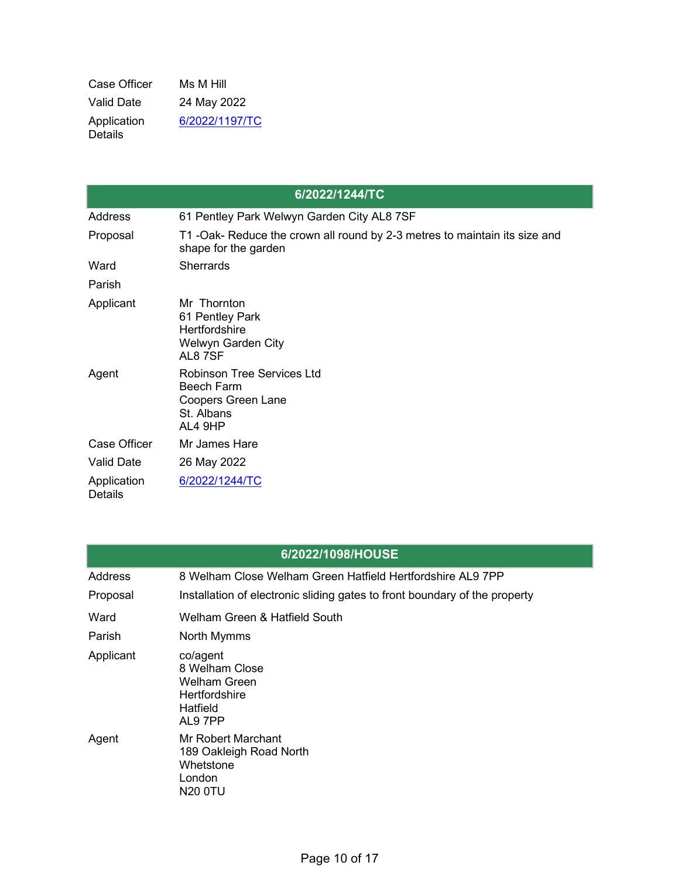| | |
|---|---|
| Case Officer | Ms M Hill |
| Valid Date | 24 May 2022 |
| Application Details | 6/2022/1197/TC |

| 6/2022/1244/TC | |
|---|---|
| Address | 61 Pentley Park Welwyn Garden City AL8 7SF |
| Proposal | T1 -Oak- Reduce the crown all round by 2-3 metres to maintain its size and shape for the garden |
| Ward | Sherrards |
| Parish | |
| Applicant | Mr Thornton<br>61 Pentley Park<br>Hertfordshire<br>Welwyn Garden City<br>AL8 7SF |
| Agent | Robinson Tree Services Ltd<br>Beech Farm<br>Coopers Green Lane<br>St. Albans<br>AL4 9HP |
| Case Officer | Mr James Hare |
| Valid Date | 26 May 2022 |
| Application Details | 6/2022/1244/TC |

| 6/2022/1098/HOUSE | |
|---|---|
| Address | 8 Welham Close Welham Green Hatfield Hertfordshire AL9 7PP |
| Proposal | Installation of electronic sliding gates to front boundary of the property |
| Ward | Welham Green & Hatfield South |
| Parish | North Mymms |
| Applicant | co/agent<br>8 Welham Close<br>Welham Green<br>Hertfordshire<br>Hatfield<br>AL9 7PP |
| Agent | Mr Robert Marchant<br>189 Oakleigh Road North<br>Whetstone<br>London<br>N20 0TU |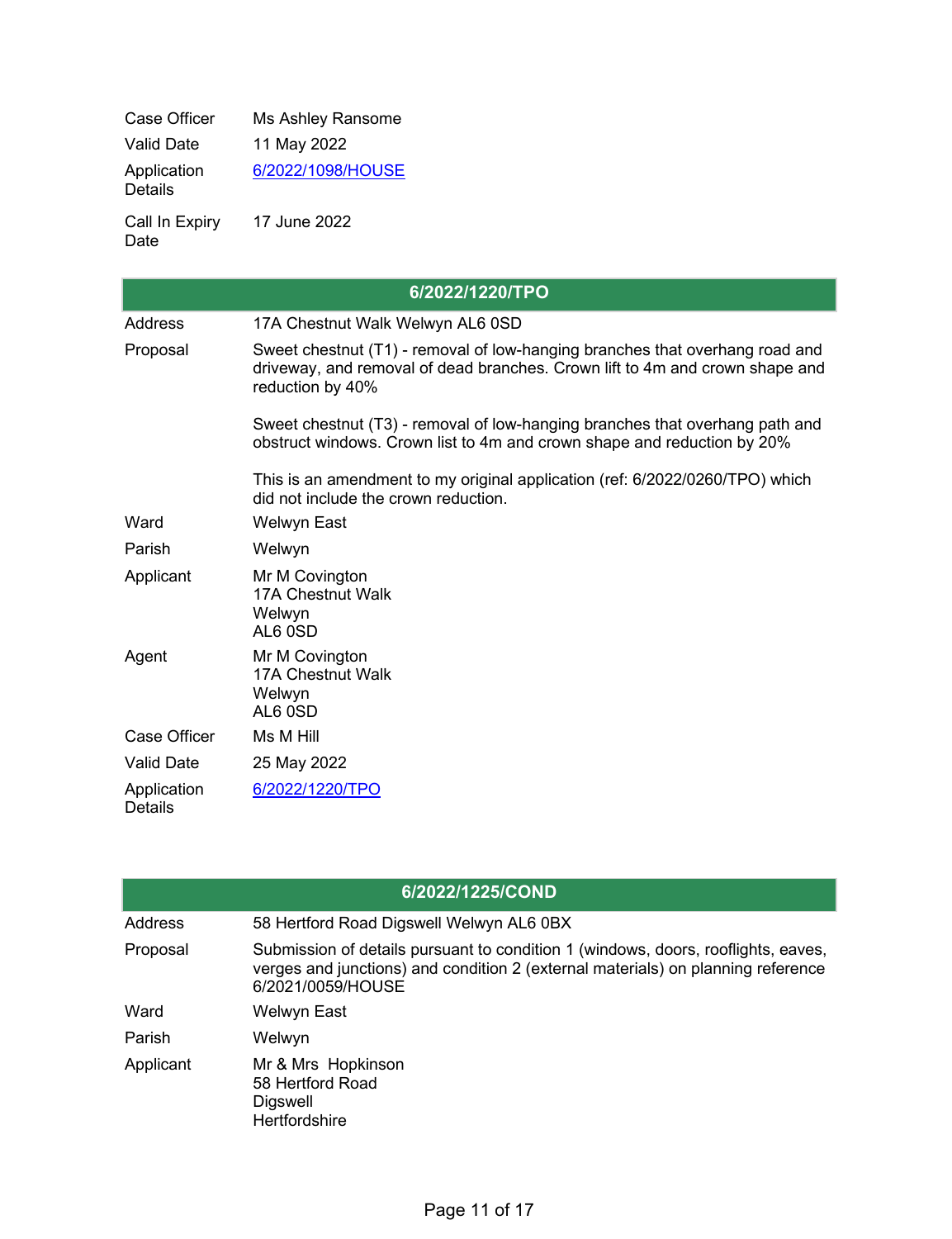| | |
|---|---|
| Case Officer | Ms Ashley Ransome |
| Valid Date | 11 May 2022 |
| Application Details | [6/2022/1098/HOUSE]() |
| Call In Expiry Date | 17 June 2022 |

## 6/2022/1220/TPO

| | |
|---|---|
| Address | 17A Chestnut Walk Welwyn AL6 0SD |
| Proposal | Sweet chestnut (T1) - removal of low-hanging branches that overhang road and driveway, and removal of dead branches. Crown lift to 4m and crown shape and reduction by 40%<br><br>Sweet chestnut (T3) - removal of low-hanging branches that overhang path and obstruct windows. Crown list to 4m and crown shape and reduction by 20%<br><br>This is an amendment to my original application (ref: 6/2022/0260/TPO) which did not include the crown reduction. |
| Ward | Welwyn East |
| Parish | Welwyn |
| Applicant | Mr M Covington<br>17A Chestnut Walk<br>Welwyn<br>AL6 0SD |
| Agent | Mr M Covington<br>17A Chestnut Walk<br>Welwyn<br>AL6 0SD |
| Case Officer | Ms M Hill |
| Valid Date | 25 May 2022 |
| Application Details | [6/2022/1220/TPO]() |

## 6/2022/1225/COND

| | |
|---|---|
| Address | 58 Hertford Road Digswell Welwyn AL6 0BX |
| Proposal | Submission of details pursuant to condition 1 (windows, doors, rooflights, eaves, verges and junctions) and condition 2 (external materials) on planning reference 6/2021/0059/HOUSE |
| Ward | Welwyn East |
| Parish | Welwyn |
| Applicant | Mr & Mrs Hopkinson<br>58 Hertford Road<br>Digswell<br>Hertfordshire |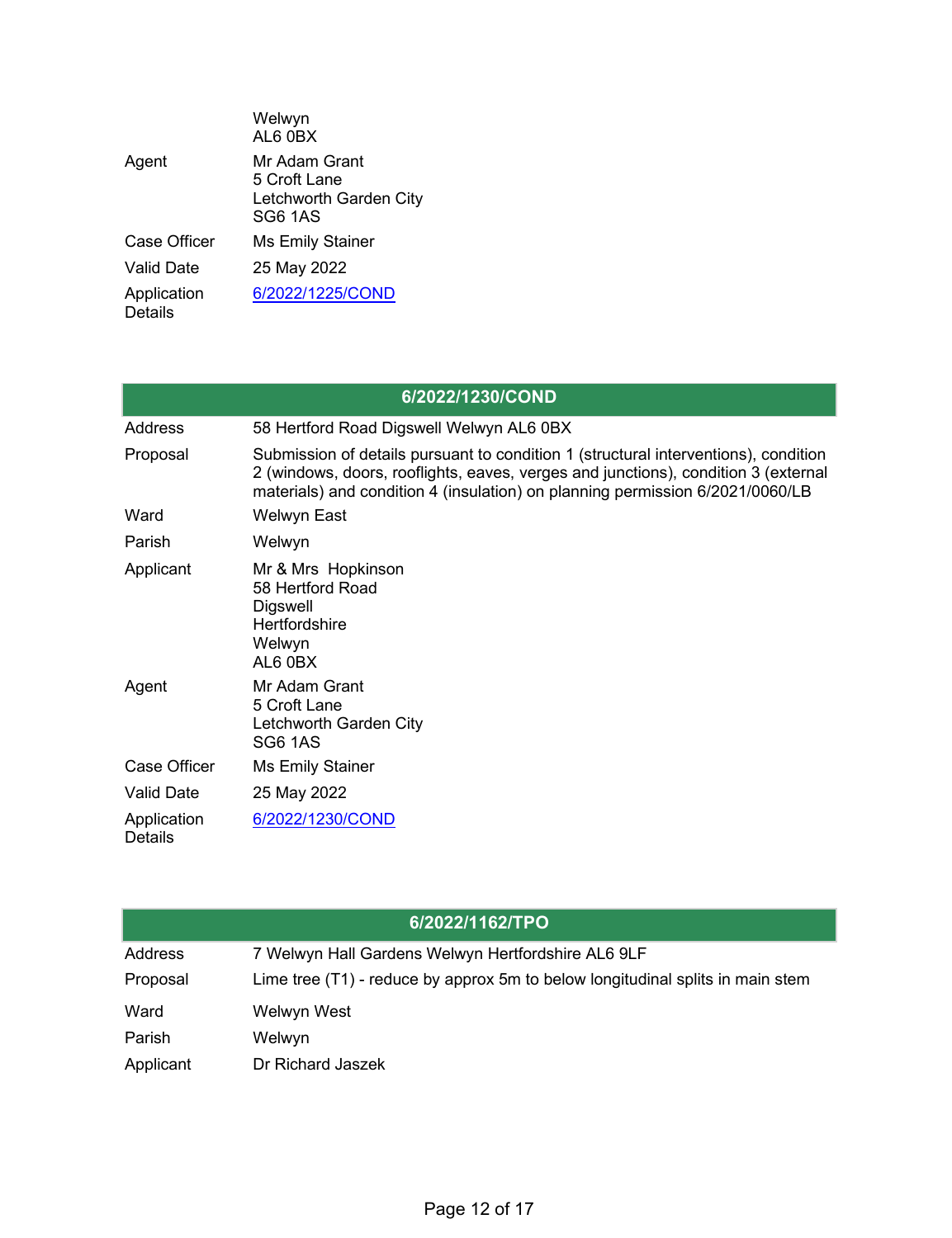| | |
|---|---|
| | Welwyn<br>AL6 0BX |
| Agent | Mr Adam Grant<br>5 Croft Lane<br>Letchworth Garden City<br>SG6 1AS |
| Case Officer | Ms Emily Stainer |
| Valid Date | 25 May 2022 |
| Application Details | 6/2022/1225/COND |

## 6/2022/1230/COND

| | |
|---|---|
| Address | 58 Hertford Road Digswell Welwyn AL6 0BX |
| Proposal | Submission of details pursuant to condition 1 (structural interventions), condition 2 (windows, doors, rooflights, eaves, verges and junctions), condition 3 (external materials) and condition 4 (insulation) on planning permission 6/2021/0060/LB |
| Ward | Welwyn East |
| Parish | Welwyn |
| Applicant | Mr & Mrs Hopkinson<br>58 Hertford Road<br>Digswell<br>Hertfordshire<br>Welwyn<br>AL6 0BX |
| Agent | Mr Adam Grant<br>5 Croft Lane<br>Letchworth Garden City<br>SG6 1AS |
| Case Officer | Ms Emily Stainer |
| Valid Date | 25 May 2022 |
| Application Details | 6/2022/1230/COND |

## 6/2022/1162/TPO

| | |
|---|---|
| Address | 7 Welwyn Hall Gardens Welwyn Hertfordshire AL6 9LF |
| Proposal | Lime tree (T1) - reduce by approx 5m to below longitudinal splits in main stem |
| Ward | Welwyn West |
| Parish | Welwyn |
| Applicant | Dr Richard Jaszek |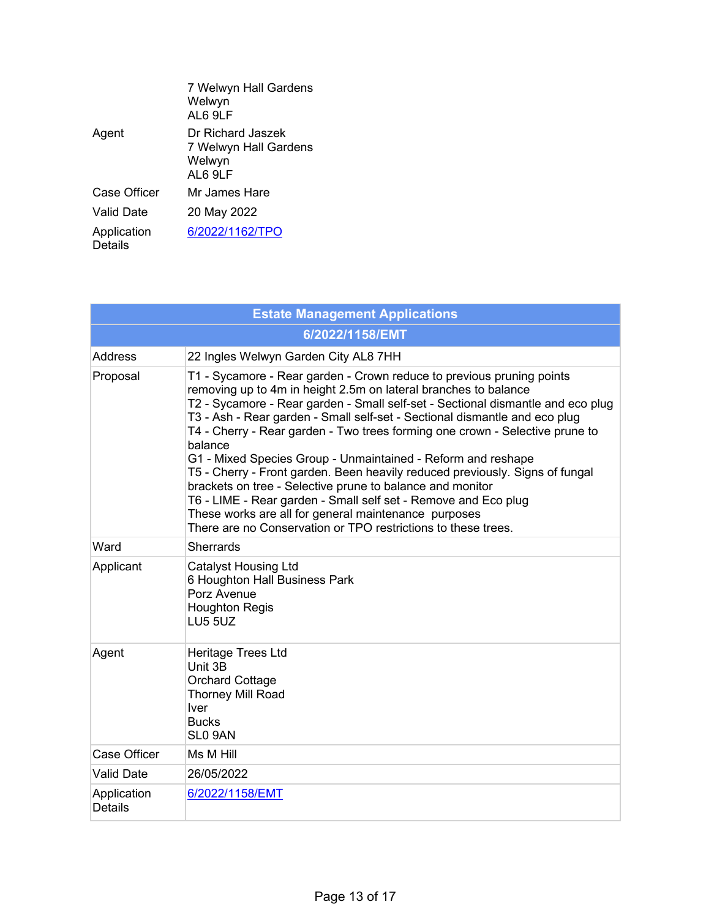| | |
|---|---|
| | 7 Welwyn Hall Gardens<br>Welwyn<br>AL6 9LF |
| Agent | Dr Richard Jaszek<br>7 Welwyn Hall Gardens<br>Welwyn<br>AL6 9LF |
| Case Officer | Mr James Hare |
| Valid Date | 20 May 2022 |
| Application Details | [6/2022/1162/TPO](6/2022/1162/TPO) |

| Estate Management Applications | |
|---|---|
| **6/2022/1158/EMT** | |
| Address | 22 Ingles Welwyn Garden City AL8 7HH |
| Proposal | T1 - Sycamore - Rear garden - Crown reduce to previous pruning points removing up to 4m in height 2.5m on lateral branches to balance<br>T2 - Sycamore - Rear garden - Small self-set - Sectional dismantle and eco plug<br>T3 - Ash - Rear garden - Small self-set - Sectional dismantle and eco plug<br>T4 - Cherry - Rear garden - Two trees forming one crown - Selective prune to balance<br>G1 - Mixed Species Group - Unmaintained - Reform and reshape<br>T5 - Cherry - Front garden. Been heavily reduced previously. Signs of fungal brackets on tree - Selective prune to balance and monitor<br>T6 - LIME - Rear garden - Small self set - Remove and Eco plug<br>These works are all for general maintenance purposes<br>There are no Conservation or TPO restrictions to these trees. |
| Ward | Sherrards |
| Applicant | Catalyst Housing Ltd<br>6 Houghton Hall Business Park<br>Porz Avenue<br>Houghton Regis<br>LU5 5UZ |
| Agent | Heritage Trees Ltd<br>Unit 3B<br>Orchard Cottage<br>Thorney Mill Road<br>Iver<br>Bucks<br>SL0 9AN |
| Case Officer | Ms M Hill |
| Valid Date | 26/05/2022 |
| Application Details | [6/2022/1158/EMT](6/2022/1158/EMT) |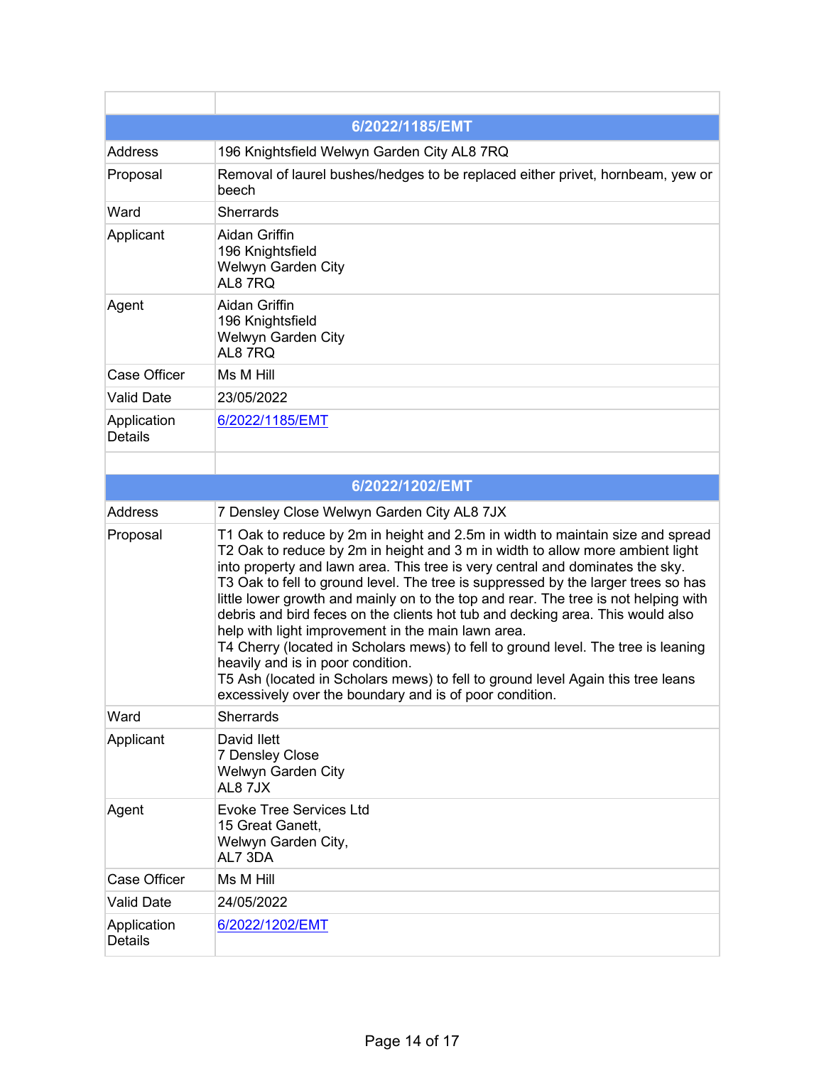| | |
|---|---|
| **6/2022/1185/EMT** | |
| Address | 196 Knightsfield Welwyn Garden City AL8 7RQ |
| Proposal | Removal of laurel bushes/hedges to be replaced either privet, hornbeam, yew or beech |
| Ward | Sherrards |
| Applicant | Aidan Griffin<br>196 Knightsfield<br>Welwyn Garden City<br>AL8 7RQ |
| Agent | Aidan Griffin<br>196 Knightsfield<br>Welwyn Garden City<br>AL8 7RQ |
| Case Officer | Ms M Hill |
| Valid Date | 23/05/2022 |
| Application Details | 6/2022/1185/EMT |

| | |
|---|---|
| **6/2022/1202/EMT** | |
| Address | 7 Densley Close Welwyn Garden City AL8 7JX |
| Proposal | T1 Oak to reduce by 2m in height and 2.5m in width to maintain size and spread<br>T2 Oak to reduce by 2m in height and 3 m in width to allow more ambient light into property and lawn area. This tree is very central and dominates the sky.<br>T3 Oak to fell to ground level. The tree is suppressed by the larger trees so has little lower growth and mainly on to the top and rear. The tree is not helping with debris and bird feces on the clients hot tub and decking area. This would also help with light improvement in the main lawn area.<br>T4 Cherry (located in Scholars mews) to fell to ground level. The tree is leaning heavily and is in poor condition.<br>T5 Ash (located in Scholars mews) to fell to ground level Again this tree leans excessively over the boundary and is of poor condition. |
| Ward | Sherrards |
| Applicant | David Ilett<br>7 Densley Close<br>Welwyn Garden City<br>AL8 7JX |
| Agent | Evoke Tree Services Ltd<br>15 Great Ganett,<br>Welwyn Garden City,<br>AL7 3DA |
| Case Officer | Ms M Hill |
| Valid Date | 24/05/2022 |
| Application Details | 6/2022/1202/EMT |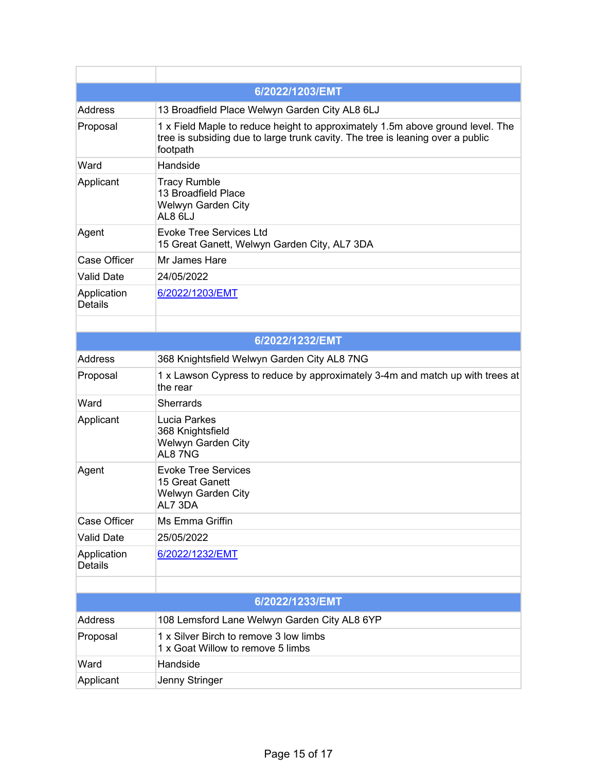| | |
|---|---|
| **6/2022/1203/EMT** | |
| Address | 13 Broadfield Place Welwyn Garden City AL8 6LJ |
| Proposal | 1 x Field Maple to reduce height to approximately 1.5m above ground level. The tree is subsiding due to large trunk cavity. The tree is leaning over a public footpath |
| Ward | Handside |
| Applicant | Tracy Rumble<br>13 Broadfield Place<br>Welwyn Garden City<br>AL8 6LJ |
| Agent | Evoke Tree Services Ltd<br>15 Great Ganett, Welwyn Garden City, AL7 3DA |
| Case Officer | Mr James Hare |
| Valid Date | 24/05/2022 |
| Application Details | 6/2022/1203/EMT |

| | |
|---|---|
| **6/2022/1232/EMT** | |
| Address | 368 Knightsfield Welwyn Garden City AL8 7NG |
| Proposal | 1 x Lawson Cypress to reduce by approximately 3-4m and match up with trees at the rear |
| Ward | Sherrards |
| Applicant | Lucia Parkes<br>368 Knightsfield<br>Welwyn Garden City<br>AL8 7NG |
| Agent | Evoke Tree Services<br>15 Great Ganett<br>Welwyn Garden City<br>AL7 3DA |
| Case Officer | Ms Emma Griffin |
| Valid Date | 25/05/2022 |
| Application Details | 6/2022/1232/EMT |

| | |
|---|---|
| **6/2022/1233/EMT** | |
| Address | 108 Lemsford Lane Welwyn Garden City AL8 6YP |
| Proposal | 1 x Silver Birch to remove 3 low limbs<br>1 x Goat Willow to remove 5 limbs |
| Ward | Handside |
| Applicant | Jenny Stringer |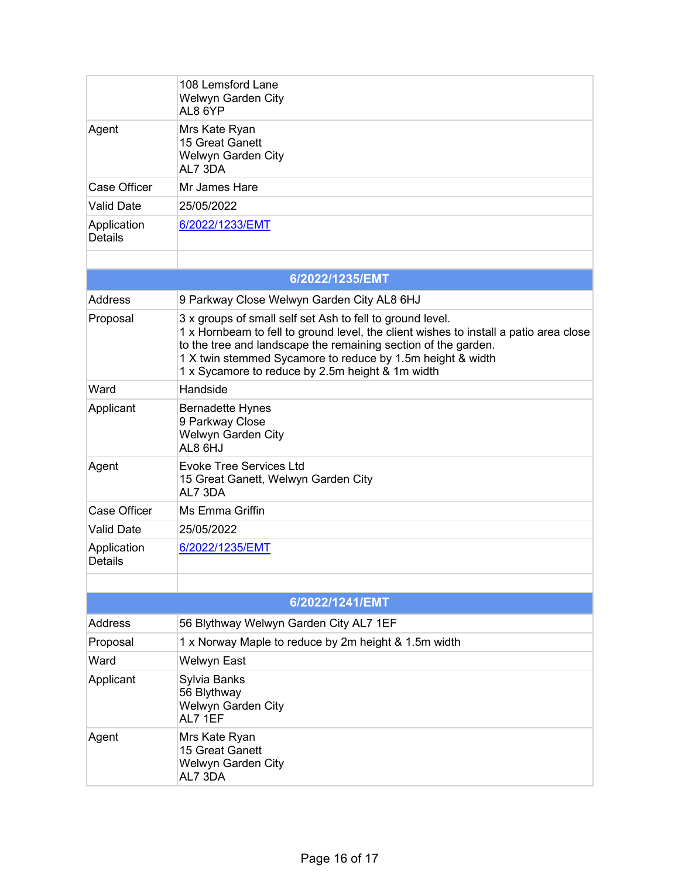| | |
|---|---|
| | 108 Lemsford Lane<br>Welwyn Garden City<br>AL8 6YP |
| Agent | Mrs Kate Ryan<br>15 Great Ganett<br>Welwyn Garden City<br>AL7 3DA |
| Case Officer | Mr James Hare |
| Valid Date | 25/05/2022 |
| Application Details | 6/2022/1233/EMT |

| 6/2022/1235/EMT | |
|---|---|
| Address | 9 Parkway Close Welwyn Garden City AL8 6HJ |
| Proposal | 3 x groups of small self set Ash to fell to ground level.<br>1 x Hornbeam to fell to ground level, the client wishes to install a patio area close to the tree and landscape the remaining section of the garden.<br>1 X twin stemmed Sycamore to reduce by 1.5m height & width<br>1 x Sycamore to reduce by 2.5m height & 1m width |
| Ward | Handside |
| Applicant | Bernadette Hynes<br>9 Parkway Close<br>Welwyn Garden City<br>AL8 6HJ |
| Agent | Evoke Tree Services Ltd<br>15 Great Ganett, Welwyn Garden City<br>AL7 3DA |
| Case Officer | Ms Emma Griffin |
| Valid Date | 25/05/2022 |
| Application Details | 6/2022/1235/EMT |

| 6/2022/1241/EMT | |
|---|---|
| Address | 56 Blythway Welwyn Garden City AL7 1EF |
| Proposal | 1 x Norway Maple to reduce by 2m height & 1.5m width |
| Ward | Welwyn East |
| Applicant | Sylvia Banks<br>56 Blythway<br>Welwyn Garden City<br>AL7 1EF |
| Agent | Mrs Kate Ryan<br>15 Great Ganett<br>Welwyn Garden City<br>AL7 3DA |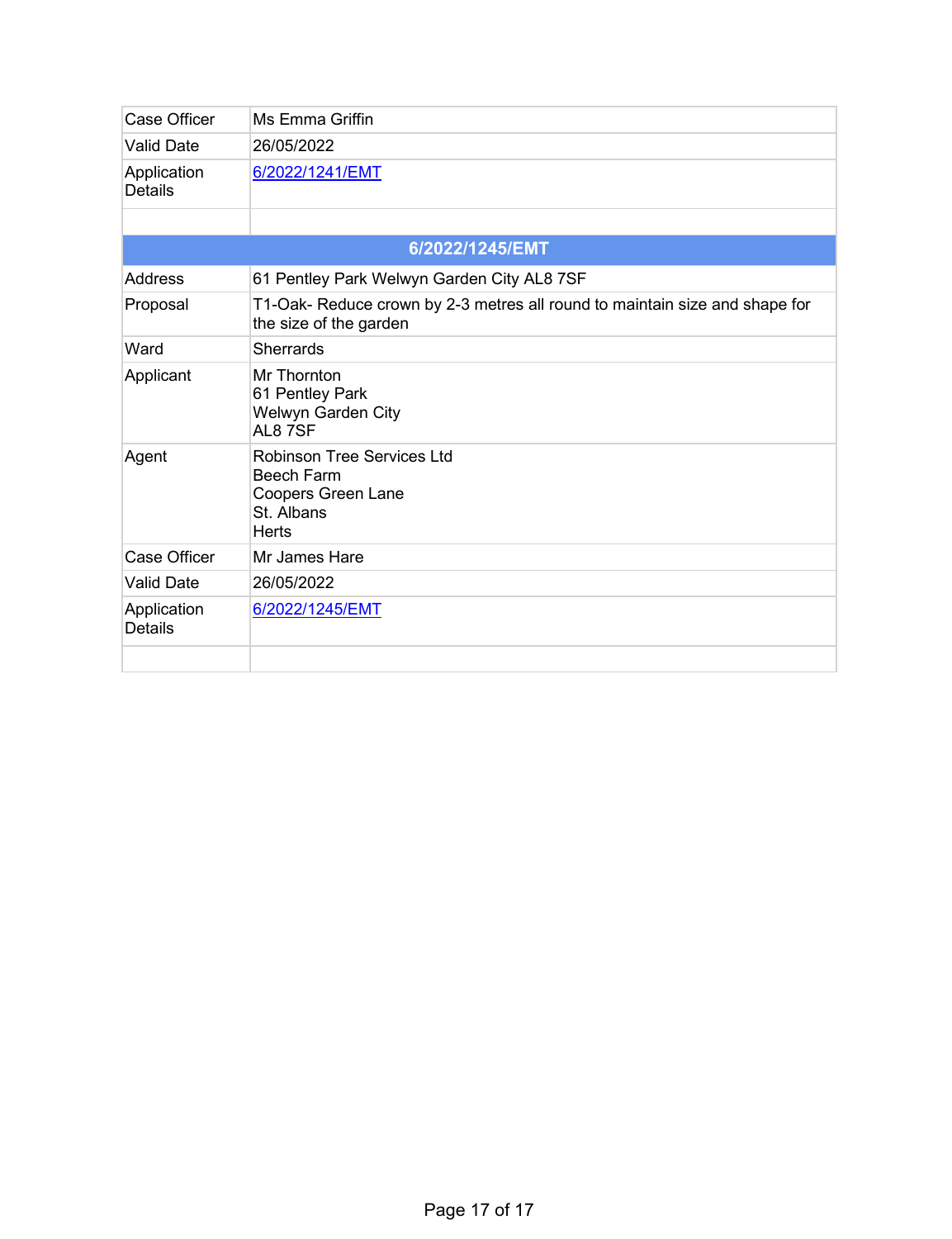| | |
|---|---|
| Case Officer | Ms Emma Griffin |
| Valid Date | 26/05/2022 |
| Application Details | [6/2022/1241/EMT]() |
| | |

| 6/2022/1245/EMT | |
|---|---|
| Address | 61 Pentley Park Welwyn Garden City AL8 7SF |
| Proposal | T1-Oak- Reduce crown by 2-3 metres all round to maintain size and shape for the size of the garden |
| Ward | Sherrards |
| Applicant | Mr Thornton<br>61 Pentley Park<br>Welwyn Garden City<br>AL8 7SF |
| Agent | Robinson Tree Services Ltd<br>Beech Farm<br>Coopers Green Lane<br>St. Albans<br>Herts |
| Case Officer | Mr James Hare |
| Valid Date | 26/05/2022 |
| Application Details | [6/2022/1245/EMT]() |
| | |